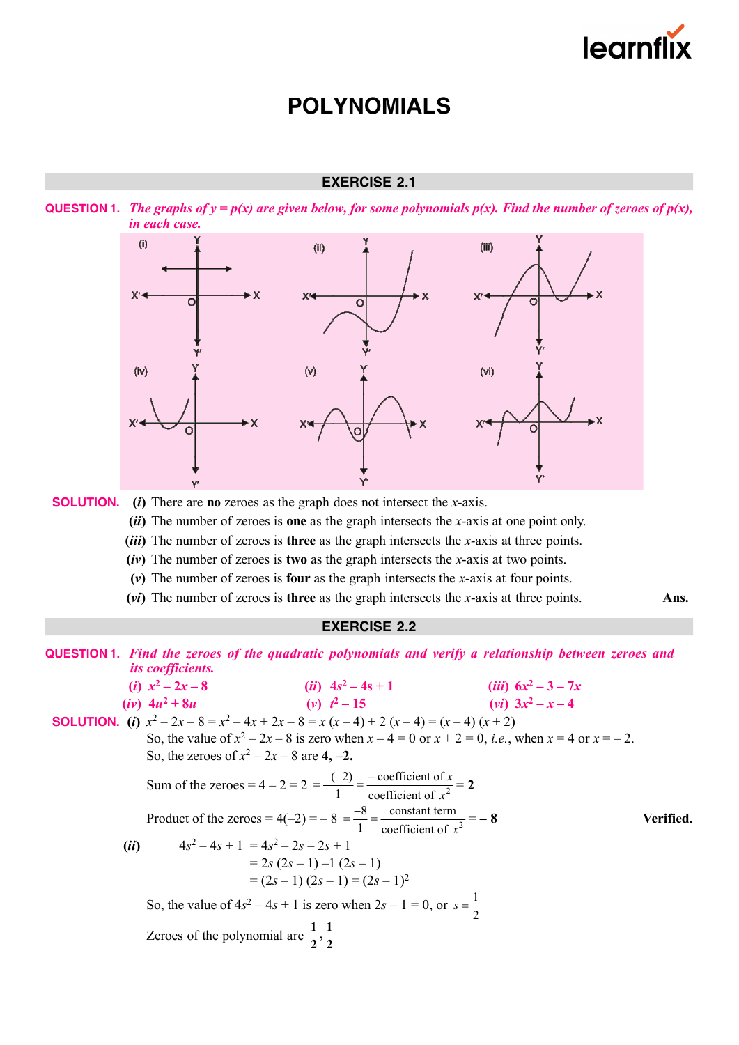# POLYNOMIALS

## EXERCISE 2.1

**QUESTION 1.** *The graphs of $y = p(x)$ are given below, for some polynomials $p(x)$. Find the number of zeroes of $p(x)$, in each case.*

**SOLUTION.** (*i*) There are **no** zeroes as the graph does not intersect the $x$-axis.

(*ii*) The number of zeroes is **one** as the graph intersects the $x$-axis at one point only.

(*iii*) The number of zeroes is **three** as the graph intersects the $x$-axis at three points.

(*iv*) The number of zeroes is **two** as the graph intersects the $x$-axis at two points.

(*v*) The number of zeroes is **four** as the graph intersects the $x$-axis at four points.

(*vi*) The number of zeroes is **three** as the graph intersects the $x$-axis at three points. **Ans.**

## EXERCISE 2.2

**QUESTION 1.** *Find the zeroes of the quadratic polynomials and verify a relationship between zeroes and its coefficients.*

(*i*) $x^2 - 2x - 8$ (*ii*) $4s^2 - 4s + 1$ (*iii*) $6x^2 - 3 - 7x$

(*iv*) $4u^2 + 8u$ (*v*) $t^2 - 15$ (*vi*) $3x^2 - x - 4$

**SOLUTION.** (*i*) $x^2 - 2x - 8 = x^2 - 4x + 2x - 8 = x(x - 4) + 2(x - 4) = (x - 4)(x + 2)$

So, the value of $x^2 - 2x - 8$ is zero when $x - 4 = 0$ or $x + 2 = 0$, *i.e.*, when $x = 4$ or $x = -2$.

So, the zeroes of $x^2 - 2x - 8$ are **4, –2.**

Sum of the zeroes $= 4 - 2 = 2 = \dfrac{-(-2)}{1} = \dfrac{-\text{ coefficient of } x}{\text{coefficient of } x^2} = \mathbf{2}$

Product of the zeroes $= 4(-2) = -8 = \dfrac{-8}{1} = \dfrac{\text{constant term}}{\text{coefficient of } x^2} = \mathbf{-8}$ **Verified.**

(*ii*)
$$
\begin{aligned}
4s^2 - 4s + 1 &= 4s^2 - 2s - 2s + 1 \\
&= 2s(2s - 1) - 1(2s - 1) \\
&= (2s - 1)(2s - 1) = (2s - 1)^2
\end{aligned}
$$

So, the value of $4s^2 - 4s + 1$ is zero when $2s - 1 = 0$, or $s = \dfrac{1}{2}$

Zeroes of the polynomial are $\mathbf{\dfrac{1}{2}, \dfrac{1}{2}}$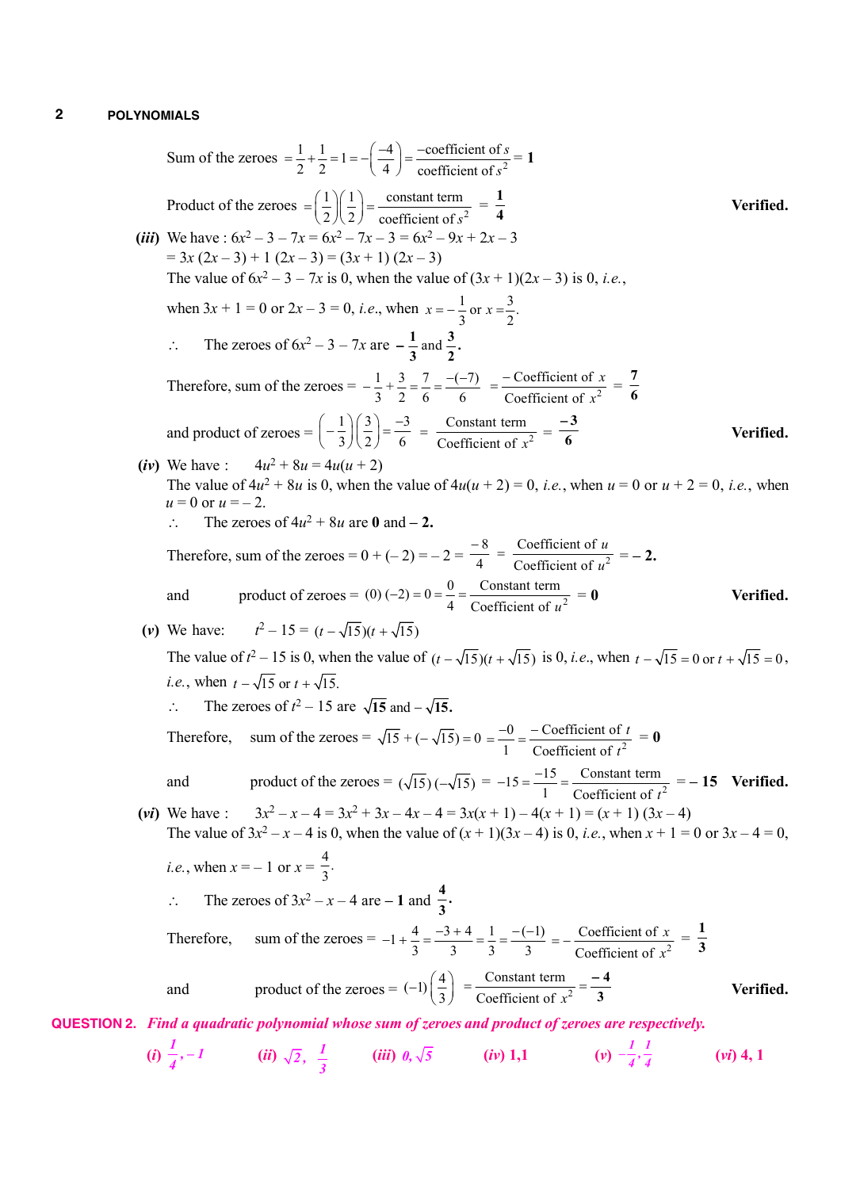Sum of the zeroes $= \frac{1}{2} + \frac{1}{2} = 1 = -\left(\frac{-4}{4}\right) = \frac{-\text{coefficient of } s}{\text{coefficient of } s^2} = \mathbf{1}$

Product of the zeroes $= \left(\frac{1}{2}\right)\left(\frac{1}{2}\right) = \frac{\text{constant term}}{\text{coefficient of } s^2} = \mathbf{\frac{1}{4}}$ **Verified.**

**(*iii*)** We have : $6x^2 - 3 - 7x = 6x^2 - 7x - 3 = 6x^2 - 9x + 2x - 3$

$= 3x(2x - 3) + 1(2x - 3) = (3x + 1)(2x - 3)$

The value of $6x^2 - 3 - 7x$ is 0, when the value of $(3x + 1)(2x - 3)$ is 0, *i.e.*,

when $3x + 1 = 0$ or $2x - 3 = 0$, *i.e.*, when $x = -\frac{1}{3}$ or $x = \frac{3}{2}$.

$\therefore$ The zeroes of $6x^2 - 3 - 7x$ are $\mathbf{-\frac{1}{3}}$ and $\mathbf{\frac{3}{2}}$.

Therefore, sum of the zeroes $= -\frac{1}{3} + \frac{3}{2} = \frac{7}{6} = \frac{-(-7)}{6} = \frac{-\text{Coefficient of } x}{\text{Coefficient of } x^2} = \mathbf{\frac{7}{6}}$

and product of zeroes $= \left(-\frac{1}{3}\right)\left(\frac{3}{2}\right) = \frac{-3}{6} = \frac{\text{Constant term}}{\text{Coefficient of } x^2} = \mathbf{\frac{-3}{6}}$ **Verified.**

**(*iv*)** We have : $4u^2 + 8u = 4u(u + 2)$

The value of $4u^2 + 8u$ is 0, when the value of $4u(u + 2) = 0$, *i.e.*, when $u = 0$ or $u + 2 = 0$, *i.e.*, when $u = 0$ or $u = -2$.

$\therefore$ The zeroes of $4u^2 + 8u$ are $\mathbf{0}$ and $\mathbf{-2}$.

Therefore, sum of the zeroes $= 0 + (-2) = -2 = \frac{-8}{4} = \frac{\text{Coefficient of } u}{\text{Coefficient of } u^2} = \mathbf{-2.}$

and product of zeroes $= (0)(-2) = 0 = \frac{0}{4} = \frac{\text{Constant term}}{\text{Coefficient of } u^2} = \mathbf{0}$ **Verified.**

**(*v*)** We have: $t^2 - 15 = (t - \sqrt{15})(t + \sqrt{15})$

The value of $t^2 - 15$ is 0, when the value of $(t - \sqrt{15})(t + \sqrt{15})$ is 0, *i.e.*, when $t - \sqrt{15} = 0$ or $t + \sqrt{15} = 0$, *i.e.*, when $t - \sqrt{15}$ or $t + \sqrt{15}$.

$\therefore$ The zeroes of $t^2 - 15$ are $\mathbf{\sqrt{15}}$ and $\mathbf{-\sqrt{15}}$.

Therefore, sum of the zeroes $= \sqrt{15} + (-\sqrt{15}) = 0 = \frac{-0}{1} = \frac{-\text{Coefficient of } t}{\text{Coefficient of } t^2} = \mathbf{0}$

and product of the zeroes $= (\sqrt{15})(-\sqrt{15}) = -15 = \frac{-15}{1} = \frac{\text{Constant term}}{\text{Coefficient of } t^2} = \mathbf{-15}$ **Verified.**

**(*vi*)** We have : $3x^2 - x - 4 = 3x^2 + 3x - 4x - 4 = 3x(x + 1) - 4(x + 1) = (x + 1)(3x - 4)$

The value of $3x^2 - x - 4$ is 0, when the value of $(x + 1)(3x - 4)$ is 0, *i.e.*, when $x + 1 = 0$ or $3x - 4 = 0$,

*i.e.*, when $x = -1$ or $x = \frac{4}{3}$.

$\therefore$ The zeroes of $3x^2 - x - 4$ are $\mathbf{-1}$ and $\mathbf{\frac{4}{3}}$.

Therefore, sum of the zeroes $= -1 + \frac{4}{3} = \frac{-3 + 4}{3} = \frac{1}{3} = \frac{-(-1)}{3} = -\frac{\text{Coefficient of } x}{\text{Coefficient of } x^2} = \mathbf{\frac{1}{3}}$

and product of the zeroes $= (-1)\left(\frac{4}{3}\right) = \frac{\text{Constant term}}{\text{Coefficient of } x^2} = \mathbf{\frac{-4}{3}}$ **Verified.**

**QUESTION 2.** ***Find a quadratic polynomial whose sum of zeroes and product of zeroes are respectively.***

**(*i*)** $\frac{1}{4}, -1$ **(*ii*)** $\sqrt{2}, \frac{1}{3}$ **(*iii*)** $0, \sqrt{5}$ **(*iv*)** $1, 1$ **(*v*)** $-\frac{1}{4}, \frac{1}{4}$ **(*vi*)** $4, 1$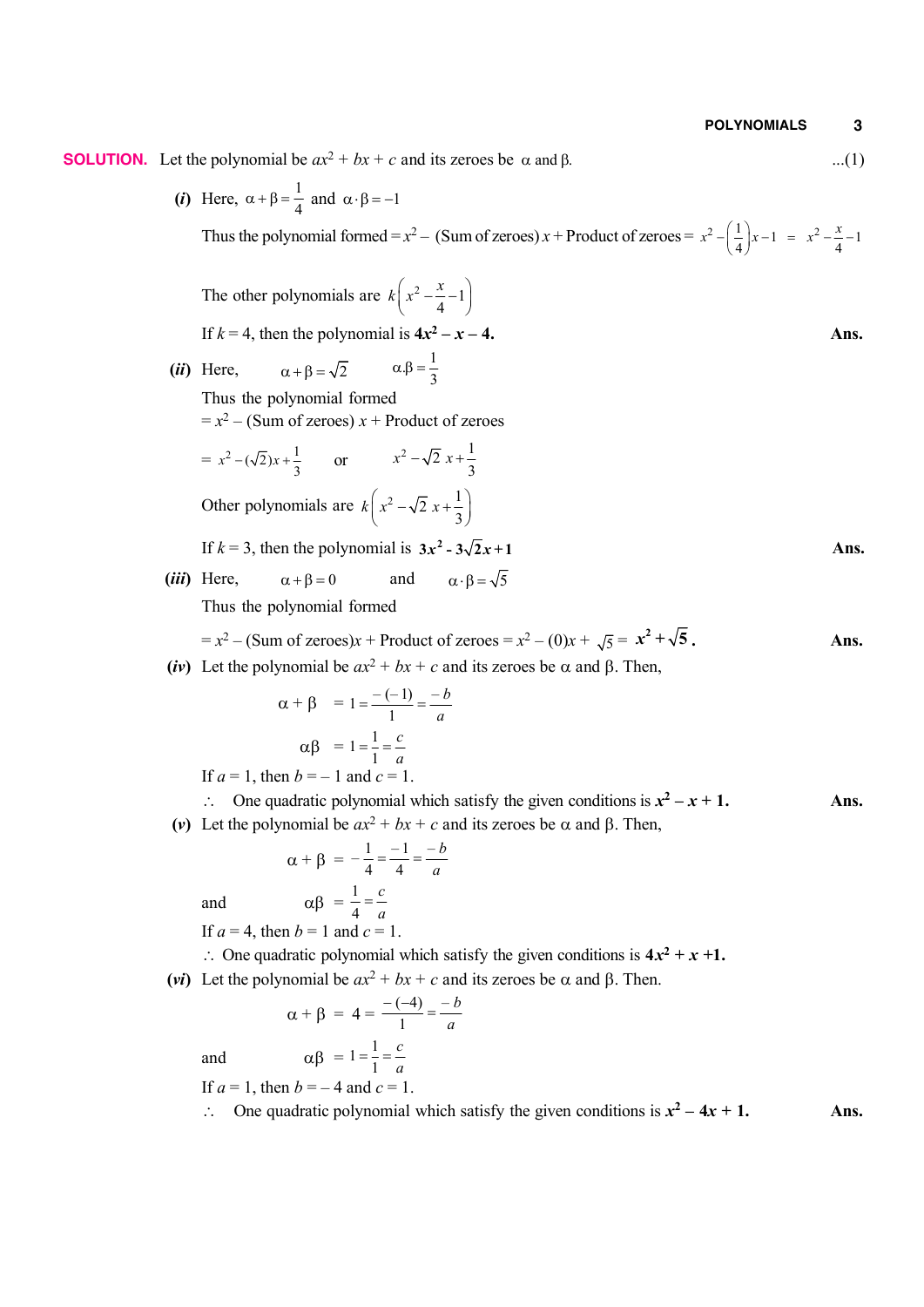**SOLUTION.** Let the polynomial be $ax^2 + bx + c$ and its zeroes be $\alpha$ and $\beta$. ...(1)

(*i*) Here, $\alpha + \beta = \frac{1}{4}$ and $\alpha \cdot \beta = -1$

Thus the polynomial formed $= x^2 -$ (Sum of zeroes) $x$ + Product of zeroes $= x^2 - \left(\frac{1}{4}\right)x - 1 = x^2 - \frac{x}{4} - 1$

The other polynomials are $k\left(x^2 - \frac{x}{4} - 1\right)$

If $k = 4$, then the polynomial is $\mathbf{4x^2 - x - 4}$. **Ans.**

(*ii*) Here, $\alpha + \beta = \sqrt{2}$ $\quad \alpha . \beta = \frac{1}{3}$

Thus the polynomial formed

$= x^2 -$ (Sum of zeroes) $x$ + Product of zeroes

$= x^2 - (\sqrt{2})x + \frac{1}{3}$ or $x^2 - \sqrt{2}\, x + \frac{1}{3}$

Other polynomials are $k\left(x^2 - \sqrt{2}\, x + \frac{1}{3}\right)$

If $k = 3$, then the polynomial is $\mathbf{3x^2 - 3\sqrt{2}x + 1}$ **Ans.**

(*iii*) Here, $\alpha + \beta = 0$ and $\alpha \cdot \beta = \sqrt{5}$

Thus the polynomial formed

$= x^2 -$ (Sum of zeroes)$x$ + Product of zeroes $= x^2 - (0)x + \sqrt{5} = \mathbf{x^2 + \sqrt{5}}$. **Ans.**

(*iv*) Let the polynomial be $ax^2 + bx + c$ and its zeroes be $\alpha$ and $\beta$. Then,

$$\alpha + \beta = 1 = \frac{-(-1)}{1} = \frac{-b}{a}$$

$$\alpha\beta = 1 = \frac{1}{1} = \frac{c}{a}$$

If $a = 1$, then $b = -1$ and $c = 1$.

$\therefore$ One quadratic polynomial which satisfy the given conditions is $\mathbf{x^2 - x + 1}$. **Ans.**

(*v*) Let the polynomial be $ax^2 + bx + c$ and its zeroes be $\alpha$ and $\beta$. Then,

$$\alpha + \beta = -\frac{1}{4} = \frac{-1}{4} = \frac{-b}{a}$$

and $$\alpha\beta = \frac{1}{4} = \frac{c}{a}$$

If $a = 4$, then $b = 1$ and $c = 1$.

$\therefore$ One quadratic polynomial which satisfy the given conditions is $\mathbf{4x^2 + x + 1}$.

(*vi*) Let the polynomial be $ax^2 + bx + c$ and its zeroes be $\alpha$ and $\beta$. Then.

$$\alpha + \beta = 4 = \frac{-(-4)}{1} = \frac{-b}{a}$$

and $$\alpha\beta = 1 = \frac{1}{1} = \frac{c}{a}$$

If $a = 1$, then $b = -4$ and $c = 1$.

$\therefore$ One quadratic polynomial which satisfy the given conditions is $\mathbf{x^2 - 4x + 1}$. **Ans.**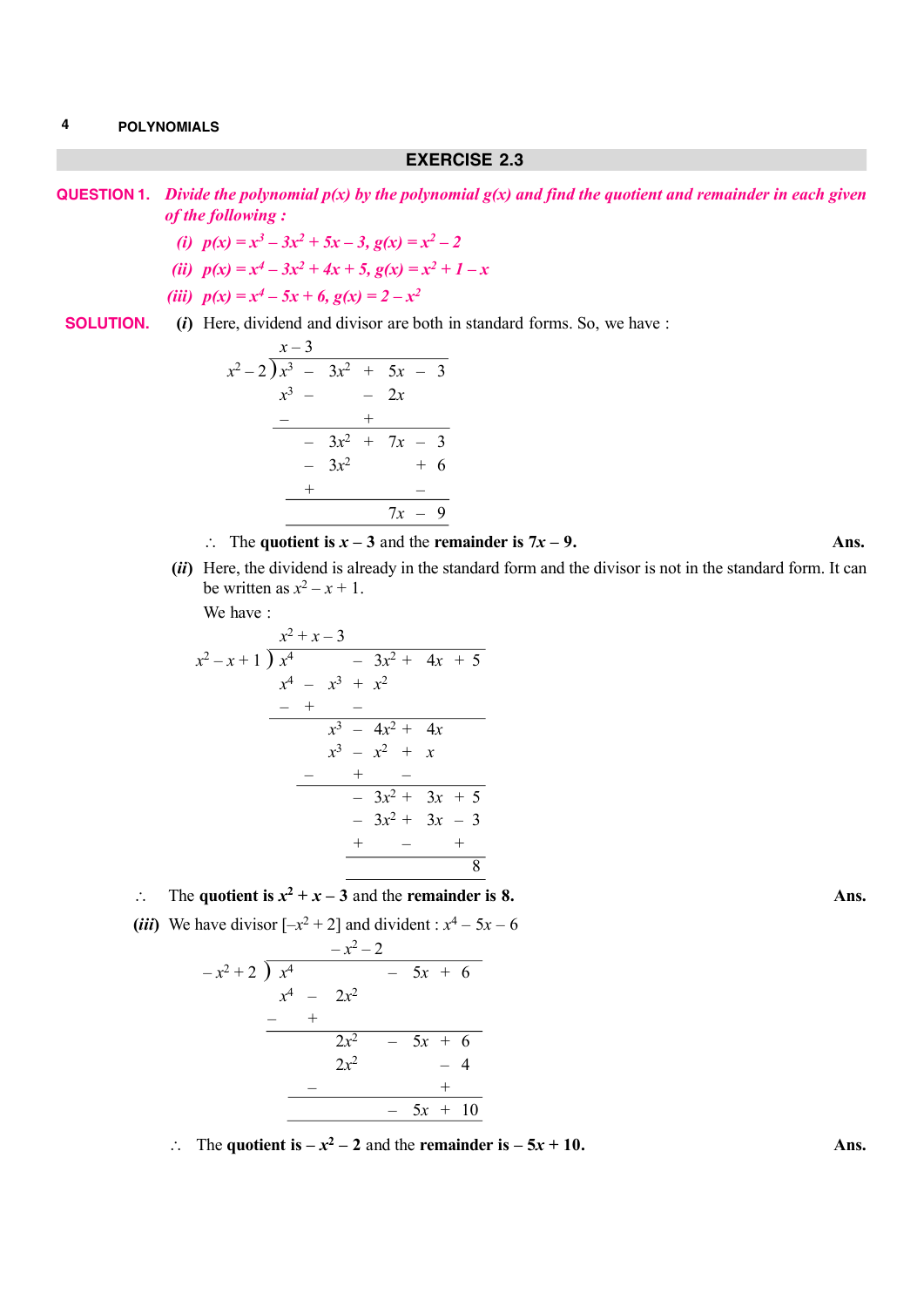## EXERCISE 2.3

**QUESTION 1.** *Divide the polynomial p(x) by the polynomial g(x) and find the quotient and remainder in each given of the following :*

*(i)* $p(x) = x^3 - 3x^2 + 5x - 3,\ g(x) = x^2 - 2$

*(ii)* $p(x) = x^4 - 3x^2 + 4x + 5,\ g(x) = x^2 + 1 - x$

*(iii)* $p(x) = x^4 - 5x + 6,\ g(x) = 2 - x^2$

**SOLUTION.** *(i)* Here, dividend and divisor are both in standard forms. So, we have :

$$
\begin{array}{r|l}
 & x - 3 \\
x^2 - 2 & x^3 - 3x^2 + 5x - 3 \\
 & x^3 \phantom{- 3x^2} - 2x \\
 & - \phantom{- 3x^2} + \\
\hline
 & -3x^2 + 7x - 3 \\
 & -3x^2 \phantom{+ 7x} + 6 \\
 & + \phantom{+ 7x - 3} - \\
\hline
 & 7x - 9
\end{array}
$$

$\therefore$ The **quotient is $x - 3$** and the **remainder is $7x - 9$.** **Ans.**

*(ii)* Here, the dividend is already in the standard form and the divisor is not in the standard form. It can be written as $x^2 - x + 1$.

We have :

$$
\begin{array}{r|l}
 & x^2 + x - 3 \\
x^2 - x + 1 & x^4 \phantom{- x^3} - 3x^2 + 4x + 5 \\
 & x^4 - x^3 + x^2 \\
 & - \quad + \quad - \\
\hline
 & x^3 - 4x^2 + 4x \\
 & x^3 - x^2 + x \\
 & - \quad + \quad - \\
\hline
 & -3x^2 + 3x + 5 \\
 & -3x^2 + 3x - 3 \\
 & + \quad - \quad + \\
\hline
 & 8
\end{array}
$$

$\therefore$ The **quotient is $x^2 + x - 3$** and the **remainder is 8.** **Ans.**

*(iii)* We have divisor $[-x^2 + 2]$ and divident : $x^4 - 5x - 6$

$$
\begin{array}{r|l}
 & -x^2 - 2 \\
-x^2 + 2 & x^4 \phantom{- 2x^2} - 5x + 6 \\
 & x^4 - 2x^2 \\
 & - \quad + \\
\hline
 & 2x^2 - 5x + 6 \\
 & 2x^2 \phantom{- 5x} - 4 \\
 & - \phantom{- 5x} + \\
\hline
 & -5x + 10
\end{array}
$$

$\therefore$ The **quotient is $-x^2 - 2$** and the **remainder is $-5x + 10$.** **Ans.**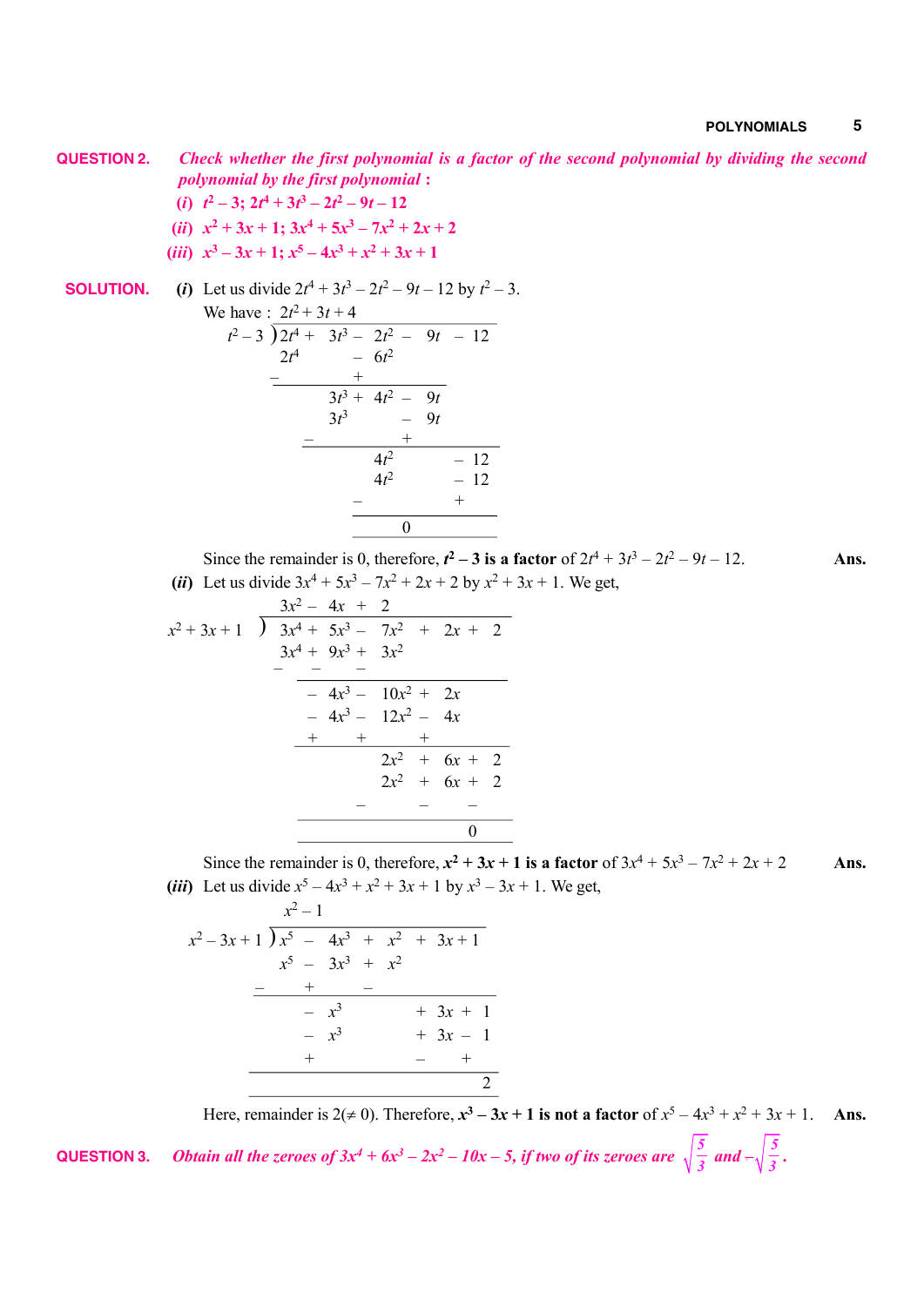**QUESTION 2.** *Check whether the first polynomial is a factor of the second polynomial by dividing the second polynomial by the first polynomial :*

*(i)* $t^2 - 3;\ 2t^4 + 3t^3 - 2t^2 - 9t - 12$

*(ii)* $x^2 + 3x + 1;\ 3x^4 + 5x^3 - 7x^2 + 2x + 2$

*(iii)* $x^3 - 3x + 1;\ x^5 - 4x^3 + x^2 + 3x + 1$

**SOLUTION.** **(i)** Let us divide $2t^4 + 3t^3 - 2t^2 - 9t - 12$ by $t^2 - 3$.

We have :

$$
\begin{array}{r|l}
 & 2t^2 + 3t + 4 \\
t^2 - 3 & 2t^4 + 3t^3 - 2t^2 - 9t - 12 \\
 & 2t^4 \phantom{+ 3t^3} - 6t^2 \\
 & - \phantom{+ 3t^3}\ + \\
\hline
 & 3t^3 + 4t^2 - 9t \\
 & 3t^3 \phantom{+ 4t^2} - 9t \\
 & - \phantom{+ 4t^2}\ + \\
\hline
 & 4t^2 - 12 \\
 & 4t^2 - 12 \\
 & - \phantom{4t^2}\ + \\
\hline
 & 0
\end{array}
$$

Since the remainder is 0, therefore, $\boldsymbol{t^2 - 3}$ **is a factor** of $2t^4 + 3t^3 - 2t^2 - 9t - 12$. **Ans.**

**(ii)** Let us divide $3x^4 + 5x^3 - 7x^2 + 2x + 2$ by $x^2 + 3x + 1$. We get,

$$
\begin{array}{r|l}
 & 3x^2 - 4x + 2 \\
x^2 + 3x + 1 & 3x^4 + 5x^3 - 7x^2 + 2x + 2 \\
 & 3x^4 + 9x^3 + 3x^2 \\
 & - \quad - \quad - \\
\hline
 & -4x^3 - 10x^2 + 2x \\
 & -4x^3 - 12x^2 - 4x \\
 & + \quad + \quad + \\
\hline
 & 2x^2 + 6x + 2 \\
 & 2x^2 + 6x + 2 \\
 & - \quad - \quad - \\
\hline
 & 0
\end{array}
$$

Since the remainder is 0, therefore, $\boldsymbol{x^2 + 3x + 1}$ **is a factor** of $3x^4 + 5x^3 - 7x^2 + 2x + 2$ **Ans.**

**(iii)** Let us divide $x^5 - 4x^3 + x^2 + 3x + 1$ by $x^3 - 3x + 1$. We get,

$$
\begin{array}{r|l}
 & x^2 - 1 \\
x^2 - 3x + 1 & x^5 - 4x^3 + x^2 + 3x + 1 \\
 & x^5 - 3x^3 + x^2 \\
 & - \quad + \quad - \\
\hline
 & -x^3 + 3x + 1 \\
 & -x^3 + 3x - 1 \\
 & + \quad - \quad + \\
\hline
 & 2
\end{array}
$$

Here, remainder is $2 (\neq 0)$. Therefore, $\boldsymbol{x^3 - 3x + 1}$ **is not a factor** of $x^5 - 4x^3 + x^2 + 3x + 1$. **Ans.**

**QUESTION 3.** *Obtain all the zeroes of $3x^4 + 6x^3 - 2x^2 - 10x - 5$, if two of its zeroes are $\sqrt{\frac{5}{3}}$ and $-\sqrt{\frac{5}{3}}$.*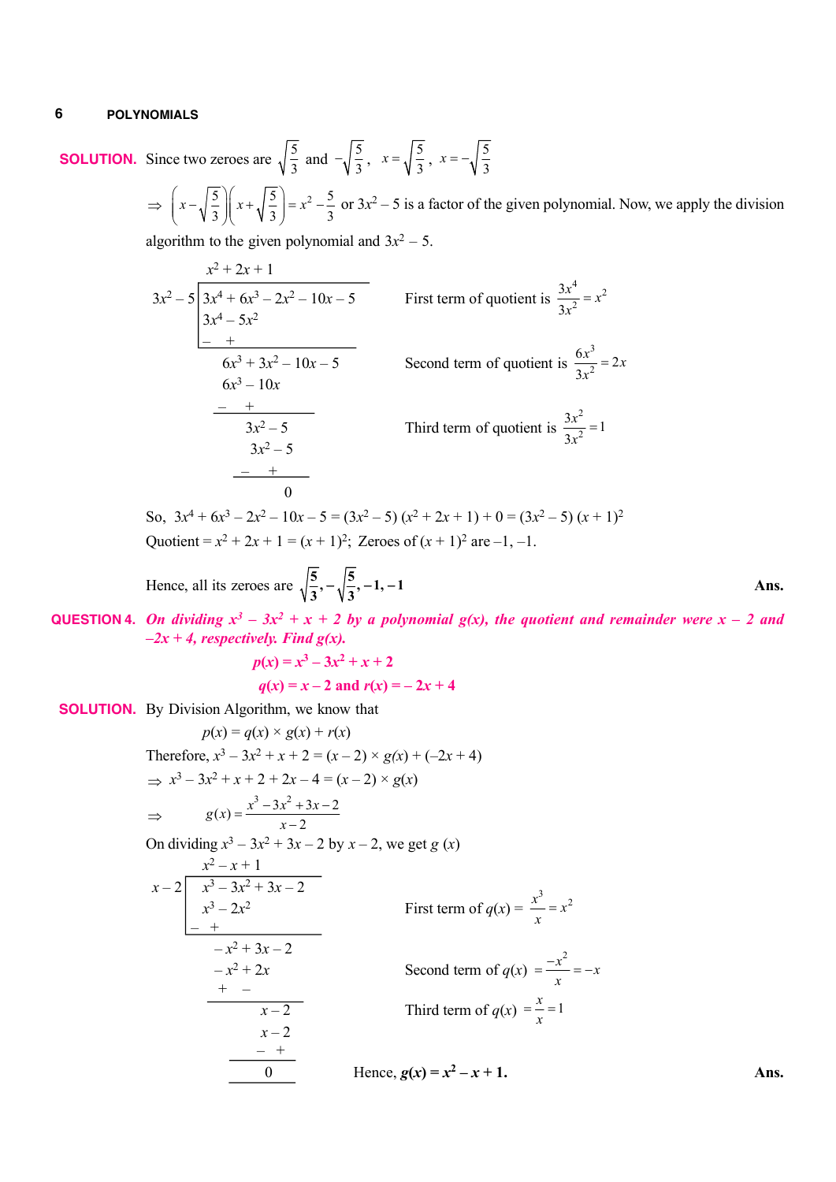**SOLUTION.** Since two zeroes are $\sqrt{\frac{5}{3}}$ and $-\sqrt{\frac{5}{3}}$, $x=\sqrt{\frac{5}{3}}$, $x=-\sqrt{\frac{5}{3}}$

$\Rightarrow \left(x-\sqrt{\frac{5}{3}}\right)\left(x+\sqrt{\frac{5}{3}}\right)=x^2-\frac{5}{3}$ or $3x^2 - 5$ is a factor of the given polynomial. Now, we apply the division algorithm to the given polynomial and $3x^2 - 5$.

$$
\begin{array}{r|l}
 & x^2+2x+1 \\
3x^2-5 & 3x^4+6x^3-2x^2-10x-5 \\
 & 3x^4 \qquad -5x^2 \\
 & - \qquad\quad + \\
\hline
 & 6x^3+3x^2-10x-5 \\
 & 6x^3 \qquad -10x \\
 & - \qquad\quad + \\
\hline
 & 3x^2-5 \\
 & 3x^2-5 \\
 & - \quad + \\
\hline
 & 0
\end{array}
$$

First term of quotient is $\frac{3x^4}{3x^2}=x^2$

Second term of quotient is $\frac{6x^3}{3x^2}=2x$

Third term of quotient is $\frac{3x^2}{3x^2}=1$

So, $3x^4 + 6x^3 - 2x^2 - 10x - 5 = (3x^2 - 5)(x^2 + 2x + 1) + 0 = (3x^2 - 5)(x + 1)^2$

Quotient $= x^2 + 2x + 1 = (x + 1)^2$; Zeroes of $(x + 1)^2$ are $-1, -1$.

Hence, all its zeroes are $\sqrt{\frac{5}{3}}, -\sqrt{\frac{5}{3}}, -1, -1$ **Ans.**

**QUESTION 4.** ***On dividing $x^3 - 3x^2 + x + 2$ by a polynomial $g(x)$, the quotient and remainder were $x - 2$ and $-2x + 4$, respectively. Find $g(x)$.***

$$p(x) = x^3 - 3x^2 + x + 2$$

$$q(x) = x - 2 \text{ and } r(x) = -2x + 4$$

**SOLUTION.** By Division Algorithm, we know that

$$p(x) = q(x) \times g(x) + r(x)$$

Therefore, $x^3 - 3x^2 + x + 2 = (x - 2) \times g(x) + (-2x + 4)$

$\Rightarrow x^3 - 3x^2 + x + 2 + 2x - 4 = (x - 2) \times g(x)$

$$\Rightarrow \quad g(x)=\frac{x^3-3x^2+3x-2}{x-2}$$

On dividing $x^3 - 3x^2 + 3x - 2$ by $x - 2$, we get $g(x)$

$$
\begin{array}{r|l}
 & x^2-x+1 \\
x-2 & x^3-3x^2+3x-2 \\
 & x^3-2x^2 \\
 & - \quad + \\
\hline
 & -x^2+3x-2 \\
 & -x^2+2x \\
 & + \quad - \\
\hline
 & x-2 \\
 & x-2 \\
 & - \quad + \\
\hline
 & 0
\end{array}
$$

First term of $q(x) = \frac{x^3}{x}=x^2$

Second term of $q(x) = \frac{-x^2}{x}=-x$

Third term of $q(x) = \frac{x}{x}=1$

Hence, $g(x) = x^2 - x + 1$. **Ans.**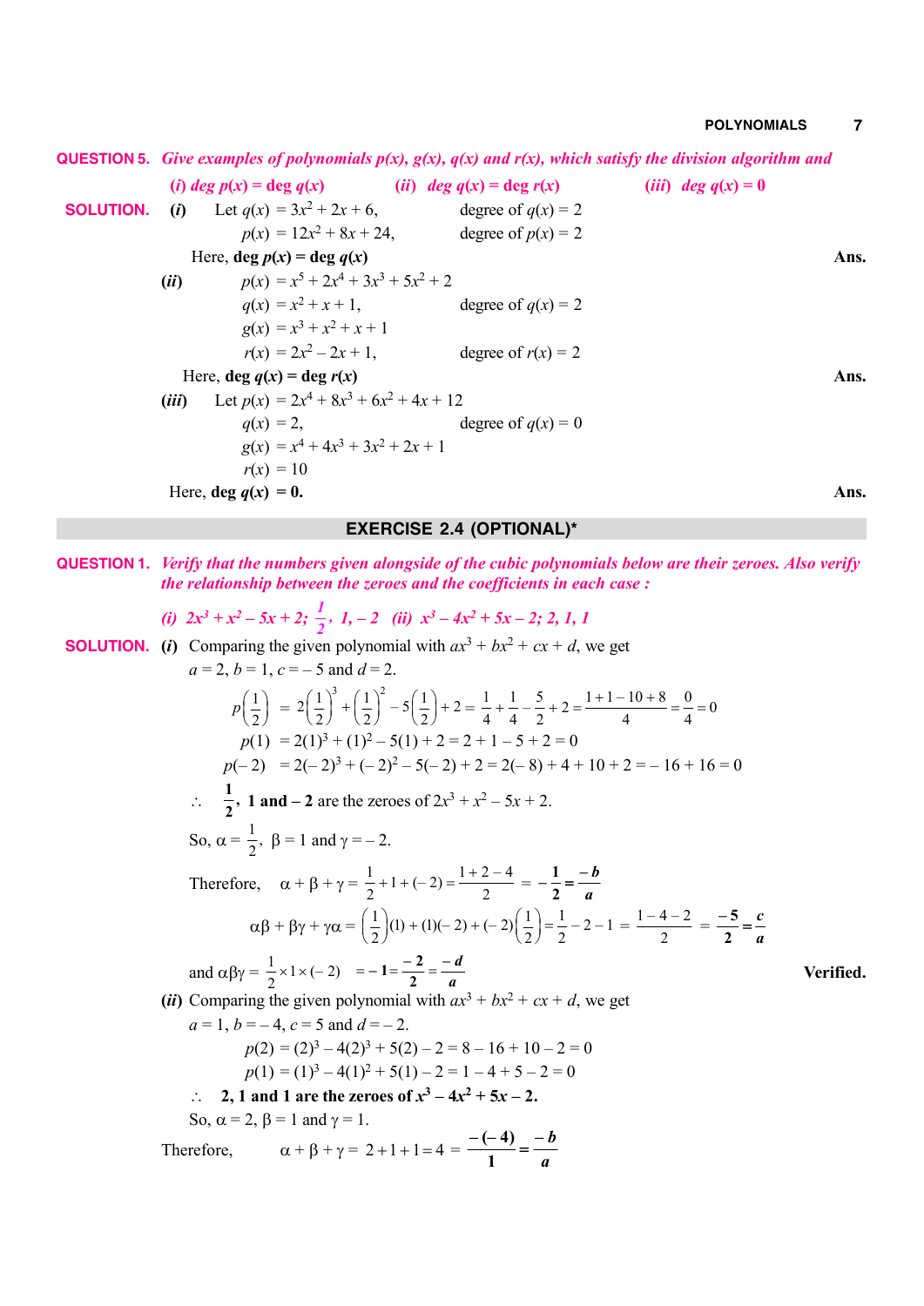**QUESTION 5.** *Give examples of polynomials p(x), g(x), q(x) and r(x), which satisfy the division algorithm and*

*(i) deg p(x) = deg q(x)* *(ii) deg q(x) = deg r(x)* *(iii) deg q(x) = 0*

**SOLUTION.** (*i*) Let $q(x) = 3x^2 + 2x + 6,$ degree of $q(x) = 2$

$p(x) = 12x^2 + 8x + 24,$ degree of $p(x) = 2$

Here, **deg $p(x)$ = deg $q(x)$** **Ans.**

(*ii*) $p(x) = x^5 + 2x^4 + 3x^3 + 5x^2 + 2$

$q(x) = x^2 + x + 1,$ degree of $q(x) = 2$

$g(x) = x^3 + x^2 + x + 1$

$r(x) = 2x^2 - 2x + 1,$ degree of $r(x) = 2$

Here, **deg $q(x)$ = deg $r(x)$** **Ans.**

(*iii*) Let $p(x) = 2x^4 + 8x^3 + 6x^2 + 4x + 12$

$q(x) = 2,$ degree of $q(x) = 0$

$g(x) = x^4 + 4x^3 + 3x^2 + 2x + 1$

$r(x) = 10$

Here, **deg $q(x)$ = 0.** **Ans.**

## EXERCISE 2.4 (OPTIONAL)*

**QUESTION 1.** *Verify that the numbers given alongside of the cubic polynomials below are their zeroes. Also verify the relationship between the zeroes and the coefficients in each case :*

*(i)* $2x^3 + x^2 - 5x + 2;\ \frac{1}{2},\ 1,\ -2$ *(ii)* $x^3 - 4x^2 + 5x - 2;\ 2,\ 1,\ 1$

**SOLUTION.** (*i*) Comparing the given polynomial with $ax^3 + bx^2 + cx + d$, we get

$a = 2, b = 1, c = -5$ and $d = 2.$

$$p\left(\frac{1}{2}\right) = 2\left(\frac{1}{2}\right)^3 + \left(\frac{1}{2}\right)^2 - 5\left(\frac{1}{2}\right) + 2 = \frac{1}{4} + \frac{1}{4} - \frac{5}{2} + 2 = \frac{1+1-10+8}{4} = \frac{0}{4} = 0$$

$$p(1) = 2(1)^3 + (1)^2 - 5(1) + 2 = 2 + 1 - 5 + 2 = 0$$

$$p(-2) = 2(-2)^3 + (-2)^2 - 5(-2) + 2 = 2(-8) + 4 + 10 + 2 = -16 + 16 = 0$$

$\therefore$ $\mathbf{\frac{1}{2}}$, **1 and – 2** are the zeroes of $2x^3 + x^2 - 5x + 2.$

So, $\alpha = \frac{1}{2},\ \beta = 1$ and $\gamma = -2.$

Therefore, $\alpha + \beta + \gamma = \frac{1}{2} + 1 + (-2) = \frac{1+2-4}{2} = -\frac{1}{2} = \frac{-b}{a}$

$$\alpha\beta + \beta\gamma + \gamma\alpha = \left(\frac{1}{2}\right)(1) + (1)(-2) + (-2)\left(\frac{1}{2}\right) = \frac{1}{2} - 2 - 1 = \frac{1-4-2}{2} = \frac{-5}{2} = \frac{c}{a}$$

and $\alpha\beta\gamma = \frac{1}{2} \times 1 \times (-2) = -1 = \frac{-2}{2} = \frac{-d}{a}$ **Verified.**

(*ii*) Comparing the given polynomial with $ax^3 + bx^2 + cx + d$, we get

$a = 1, b = -4, c = 5$ and $d = -2.$

$$p(2) = (2)^3 - 4(2)^3 + 5(2) - 2 = 8 - 16 + 10 - 2 = 0$$

$$p(1) = (1)^3 - 4(1)^2 + 5(1) - 2 = 1 - 4 + 5 - 2 = 0$$

$\therefore$ **2, 1 and 1 are the zeroes of $x^3 - 4x^2 + 5x - 2$.**

So, $\alpha = 2, \beta = 1$ and $\gamma = 1.$

Therefore, $\alpha + \beta + \gamma = 2 + 1 + 1 = 4 = \frac{-(-4)}{1} = \frac{-b}{a}$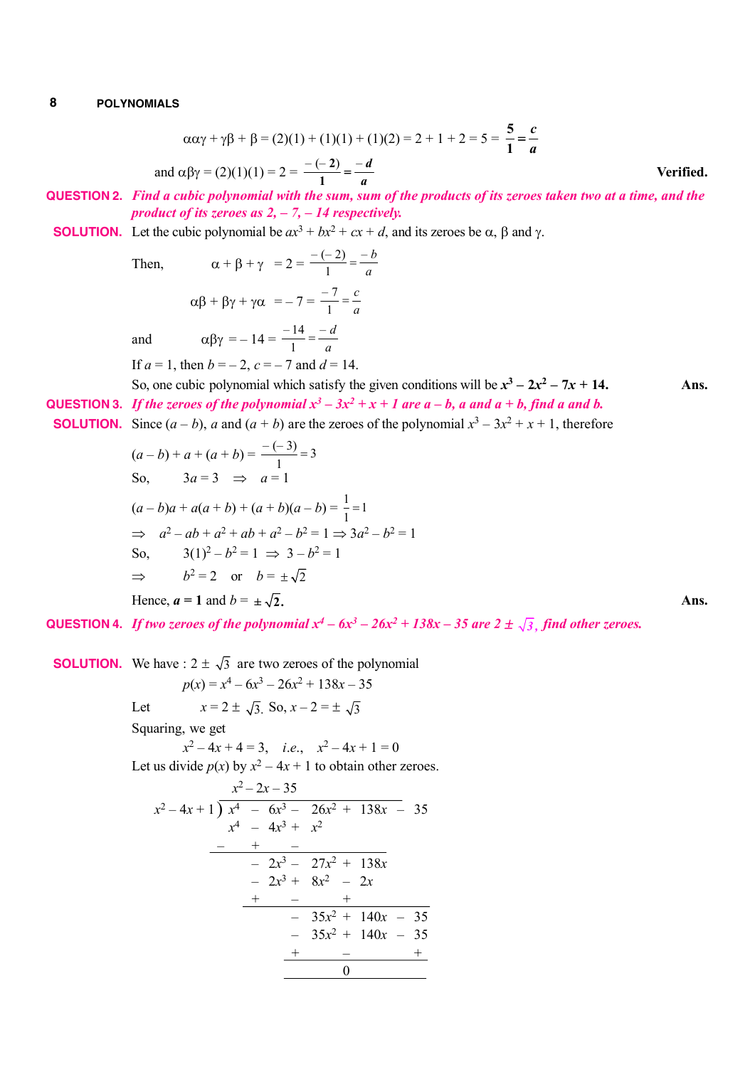$$\alpha\alpha\gamma + \gamma\beta + \beta = (2)(1) + (1)(1) + (1)(2) = 2 + 1 + 2 = 5 = \frac{\mathbf{5}}{\mathbf{1}} = \frac{\boldsymbol{c}}{\boldsymbol{a}}$$

and $\alpha\beta\gamma = (2)(1)(1) = 2 = \dfrac{-(-\mathbf{2})}{\mathbf{1}} = \dfrac{-\boldsymbol{d}}{\boldsymbol{a}}$ **Verified.**

**QUESTION 2.** ***Find a cubic polynomial with the sum, sum of the products of its zeroes taken two at a time, and the product of its zeroes as 2, – 7, – 14 respectively.***

**SOLUTION.** Let the cubic polynomial be $ax^3 + bx^2 + cx + d$, and its zeroes be $\alpha$, $\beta$ and $\gamma$.

Then, $\alpha + \beta + \gamma = 2 = \dfrac{-(-2)}{1} = \dfrac{-b}{a}$

$\alpha\beta + \beta\gamma + \gamma\alpha = -7 = \dfrac{-7}{1} = \dfrac{c}{a}$

and $\alpha\beta\gamma = -14 = \dfrac{-14}{1} = \dfrac{-d}{a}$

If $a = 1$, then $b = -2$, $c = -7$ and $d = 14$.

So, one cubic polynomial which satisfy the given conditions will be $\boldsymbol{x^3 - 2x^2 - 7x + 14}$. **Ans.**

**QUESTION 3.** ***If the zeroes of the polynomial $x^3 - 3x^2 + x + 1$ are $a - b$, $a$ and $a + b$, find $a$ and $b$.***

**SOLUTION.** Since $(a - b)$, $a$ and $(a + b)$ are the zeroes of the polynomial $x^3 - 3x^2 + x + 1$, therefore

$(a - b) + a + (a + b) = \dfrac{-(-3)}{1} = 3$

So, $3a = 3 \Rightarrow a = 1$

$(a - b)a + a(a + b) + (a + b)(a - b) = \dfrac{1}{1} = 1$

$\Rightarrow a^2 - ab + a^2 + ab + a^2 - b^2 = 1 \Rightarrow 3a^2 - b^2 = 1$

So, $3(1)^2 - b^2 = 1 \Rightarrow 3 - b^2 = 1$

$\Rightarrow b^2 = 2$ or $b = \pm\sqrt{2}$

Hence, $\boldsymbol{a = 1}$ and $\boldsymbol{b = \pm\sqrt{2}}$. **Ans.**

**QUESTION 4.** ***If two zeroes of the polynomial $x^4 - 6x^3 - 26x^2 + 138x - 35$ are $2 \pm \sqrt{3}$, find other zeroes.***

**SOLUTION.** We have : $2 \pm \sqrt{3}$ are two zeroes of the polynomial

$p(x) = x^4 - 6x^3 - 26x^2 + 138x - 35$

Let $x = 2 \pm \sqrt{3}$. So, $x - 2 = \pm\sqrt{3}$

Squaring, we get

$x^2 - 4x + 4 = 3$, *i.e.*, $x^2 - 4x + 1 = 0$

Let us divide $p(x)$ by $x^2 - 4x + 1$ to obtain other zeroes.

$$
\begin{array}{r|l}
 & x^2 - 2x - 35 \\
x^2 - 4x + 1 & x^4 - 6x^3 - 26x^2 + 138x - 35 \\
 & x^4 - 4x^3 + x^2 \\
 & \underline{-\quad\;\; +\quad\;\; -} \\
 & -2x^3 - 27x^2 + 138x \\
 & -2x^3 + 8x^2 - 2x \\
 & \underline{+\quad\;\; -\quad\;\; +} \\
 & -35x^2 + 140x - 35 \\
 & -35x^2 + 140x - 35 \\
 & \underline{+\quad\;\; -\quad\;\; +} \\
 & 0
\end{array}
$$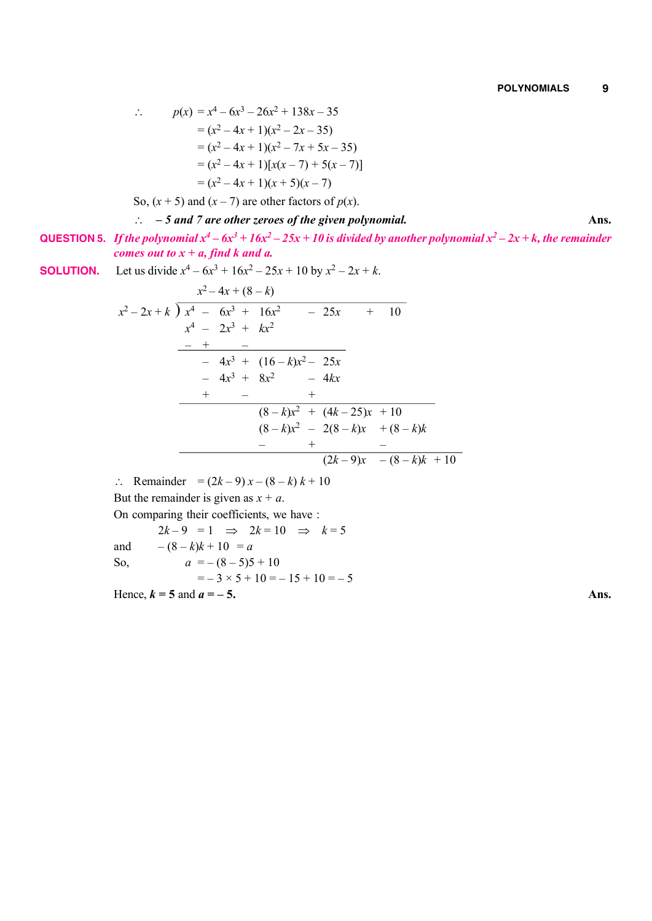$\therefore \quad p(x) = x^4 - 6x^3 - 26x^2 + 138x - 35$

$= (x^2 - 4x + 1)(x^2 - 2x - 35)$

$= (x^2 - 4x + 1)(x^2 - 7x + 5x - 35)$

$= (x^2 - 4x + 1)[x(x - 7) + 5(x - 7)]$

$= (x^2 - 4x + 1)(x + 5)(x - 7)$

So, $(x + 5)$ and $(x - 7)$ are other factors of $p(x)$.

$\therefore$ ***– 5 and 7 are other zeroes of the given polynomial.*** **Ans.**

**QUESTION 5.** ***If the polynomial $x^4 - 6x^3 + 16x^2 - 25x + 10$ is divided by another polynomial $x^2 - 2x + k$, the remainder comes out to $x + a$, find $k$ and $a$.***

**SOLUTION.** Let us divide $x^4 - 6x^3 + 16x^2 - 25x + 10$ by $x^2 - 2x + k$.

$$
\begin{array}{r|l}
 & x^2 - 4x + (8 - k) \\
\hline
x^2 - 2x + k & x^4 - 6x^3 + 16x^2 - 25x + 10 \\
 & x^4 - 2x^3 + kx^2 \\
 & \underline{-\quad +\quad -} \\
 & -4x^3 + (16 - k)x^2 - 25x \\
 & -4x^3 + 8x^2 - 4kx \\
 & \underline{+\quad -\quad +} \\
 & (8 - k)x^2 + (4k - 25)x + 10 \\
 & (8 - k)x^2 - 2(8 - k)x + (8 - k)k \\
 & \underline{-\quad +\quad -} \\
 & (2k - 9)x - (8 - k)k + 10
\end{array}
$$

$\therefore$ Remainder $= (2k - 9)\,x - (8 - k)\,k + 10$

But the remainder is given as $x + a$.

On comparing their coefficients, we have :

$2k - 9 = 1 \Rightarrow 2k = 10 \Rightarrow k = 5$

and $\quad -(8 - k)k + 10 = a$

So, $\quad a = -(8 - 5)5 + 10$

$= -3 \times 5 + 10 = -15 + 10 = -5$

Hence, $\boldsymbol{k = 5}$ and $\boldsymbol{a = -5}$. **Ans.**